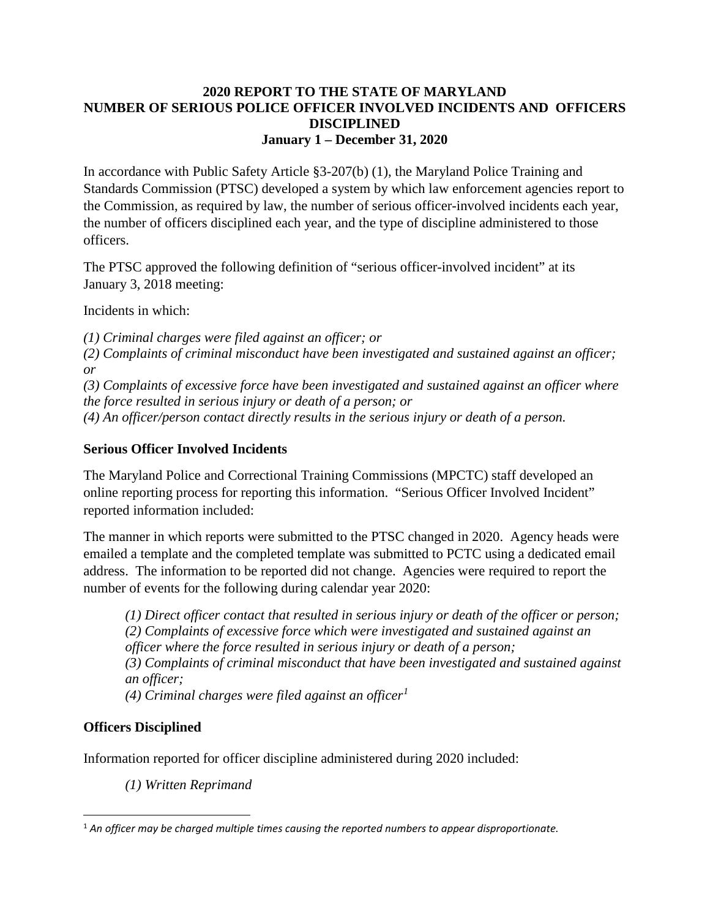# 2020 REPORT TO THE STATE OF MARYLAND
# NUMBER OF SERIOUS POLICE OFFICER INVOLVED INCIDENTS AND OFFICERS DISCIPLINED
## January 1 – December 31, 2020

In accordance with Public Safety Article §3-207(b) (1), the Maryland Police Training and Standards Commission (PTSC) developed a system by which law enforcement agencies report to the Commission, as required by law, the number of serious officer-involved incidents each year, the number of officers disciplined each year, and the type of discipline administered to those officers.

The PTSC approved the following definition of "serious officer-involved incident" at its January 3, 2018 meeting:

Incidents in which:

*(1) Criminal charges were filed against an officer; or*
*(2) Complaints of criminal misconduct have been investigated and sustained against an officer; or*
*(3) Complaints of excessive force have been investigated and sustained against an officer where the force resulted in serious injury or death of a person; or*
*(4) An officer/person contact directly results in the serious injury or death of a person.*

### Serious Officer Involved Incidents

The Maryland Police and Correctional Training Commissions (MPCTC) staff developed an online reporting process for reporting this information. "Serious Officer Involved Incident" reported information included:

The manner in which reports were submitted to the PTSC changed in 2020. Agency heads were emailed a template and the completed template was submitted to PCTC using a dedicated email address. The information to be reported did not change. Agencies were required to report the number of events for the following during calendar year 2020:

> *(1) Direct officer contact that resulted in serious injury or death of the officer or person;*
> *(2) Complaints of excessive force which were investigated and sustained against an officer where the force resulted in serious injury or death of a person;*
> *(3) Complaints of criminal misconduct that have been investigated and sustained against an officer;*
> *(4) Criminal charges were filed against an officer*[1]

### Officers Disciplined

Information reported for officer discipline administered during 2020 included:

> *(1) Written Reprimand*

---

[1] *An officer may be charged multiple times causing the reported numbers to appear disproportionate.*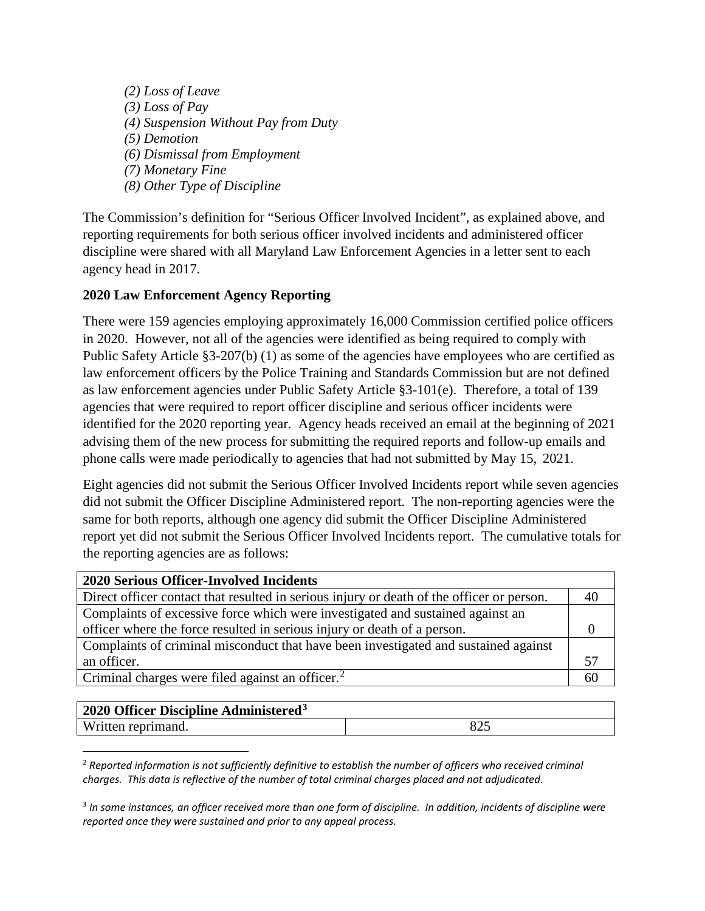*(2) Loss of Leave*
*(3) Loss of Pay*
*(4) Suspension Without Pay from Duty*
*(5) Demotion*
*(6) Dismissal from Employment*
*(7) Monetary Fine*
*(8) Other Type of Discipline*

The Commission's definition for "Serious Officer Involved Incident", as explained above, and reporting requirements for both serious officer involved incidents and administered officer discipline were shared with all Maryland Law Enforcement Agencies in a letter sent to each agency head in 2017.

**2020 Law Enforcement Agency Reporting**

There were 159 agencies employing approximately 16,000 Commission certified police officers in 2020. However, not all of the agencies were identified as being required to comply with Public Safety Article §3-207(b) (1) as some of the agencies have employees who are certified as law enforcement officers by the Police Training and Standards Commission but are not defined as law enforcement agencies under Public Safety Article §3-101(e). Therefore, a total of 139 agencies that were required to report officer discipline and serious officer incidents were identified for the 2020 reporting year. Agency heads received an email at the beginning of 2021 advising them of the new process for submitting the required reports and follow-up emails and phone calls were made periodically to agencies that had not submitted by May 15, 2021.

Eight agencies did not submit the Serious Officer Involved Incidents report while seven agencies did not submit the Officer Discipline Administered report. The non-reporting agencies were the same for both reports, although one agency did submit the Officer Discipline Administered report yet did not submit the Serious Officer Involved Incidents report. The cumulative totals for the reporting agencies are as follows:

| **2020 Serious Officer-Involved Incidents** | |
|---|---|
| Direct officer contact that resulted in serious injury or death of the officer or person. | 40 |
| Complaints of excessive force which were investigated and sustained against an officer where the force resulted in serious injury or death of a person. | 0 |
| Complaints of criminal misconduct that have been investigated and sustained against an officer. | 57 |
| Criminal charges were filed against an officer.[2] | 60 |

| **2020 Officer Discipline Administered**[3] | |
|---|---|
| Written reprimand. | 825 |

[2] *Reported information is not sufficiently definitive to establish the number of officers who received criminal charges. This data is reflective of the number of total criminal charges placed and not adjudicated.*

[3] *In some instances, an officer received more than one form of discipline. In addition, incidents of discipline were reported once they were sustained and prior to any appeal process.*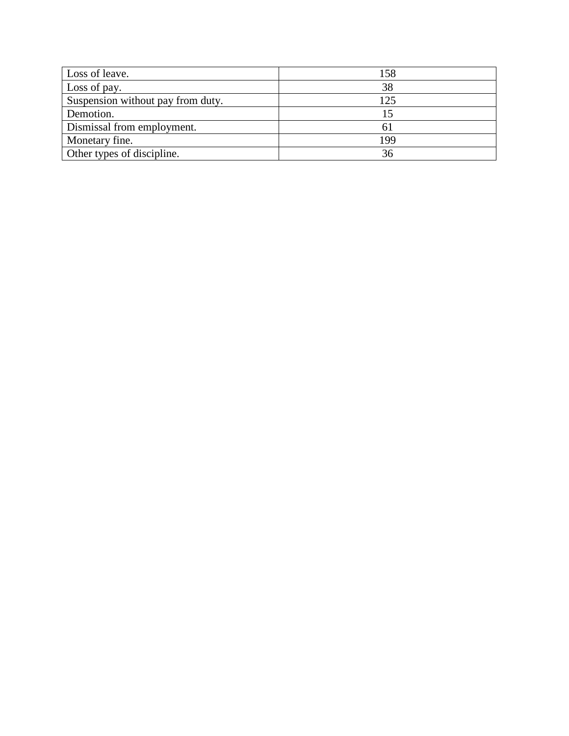| | |
|---|---|
| Loss of leave. | 158 |
| Loss of pay. | 38 |
| Suspension without pay from duty. | 125 |
| Demotion. | 15 |
| Dismissal from employment. | 61 |
| Monetary fine. | 199 |
| Other types of discipline. | 36 |